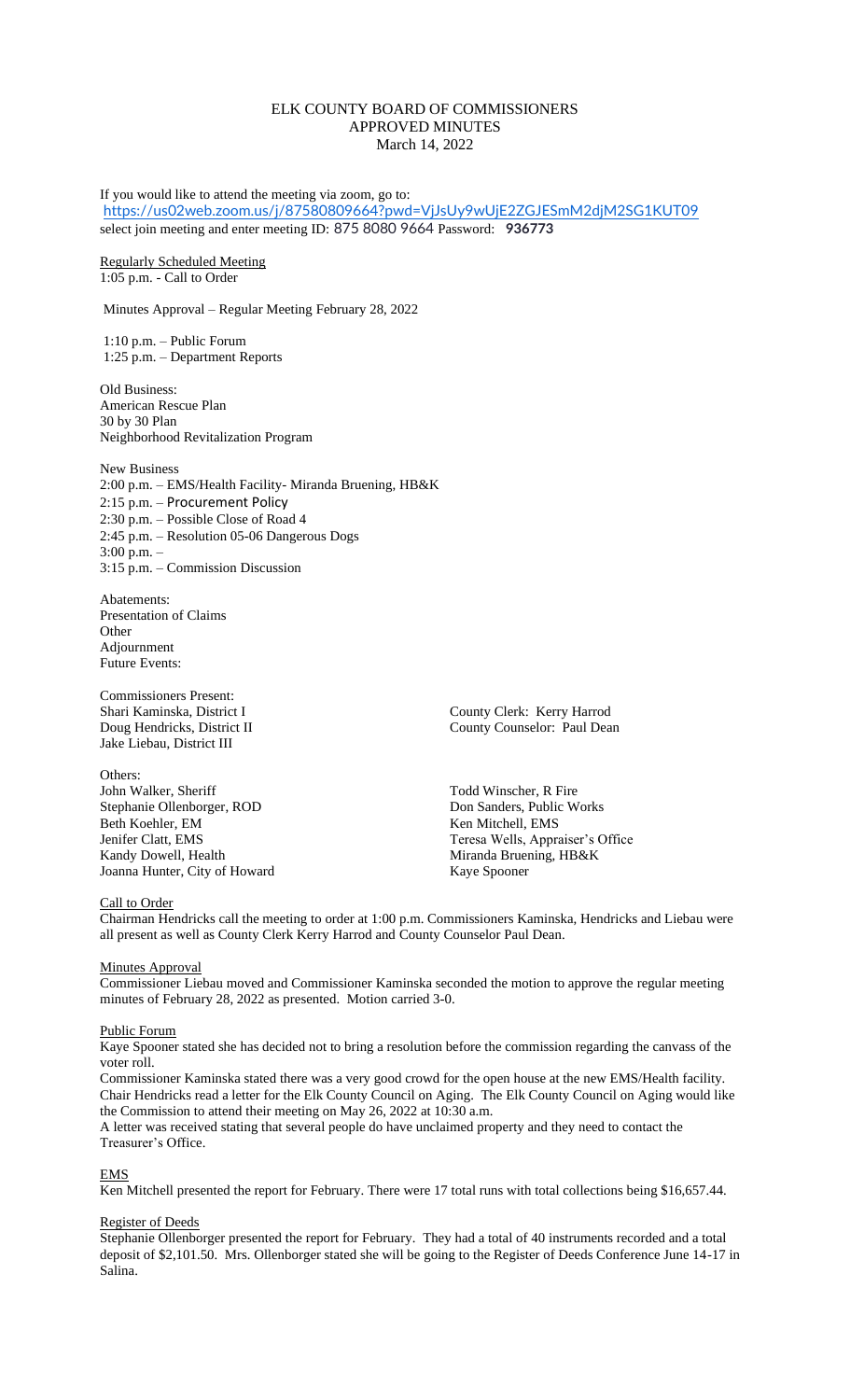# ELK COUNTY BOARD OF COMMISSIONERS
## APPROVED MINUTES
### March 14, 2022

If you would like to attend the meeting via zoom, go to:
https://us02web.zoom.us/j/87580809664?pwd=VjJsUy9wUjE2ZGJESmM2djM2SG1KUT09
select join meeting and enter meeting ID: 875 8080 9664 Password: **936773**

Regularly Scheduled Meeting
1:05 p.m. - Call to Order

Minutes Approval – Regular Meeting February 28, 2022

1:10 p.m. – Public Forum
1:25 p.m. – Department Reports

Old Business:
American Rescue Plan
30 by 30 Plan
Neighborhood Revitalization Program

New Business
2:00 p.m. – EMS/Health Facility- Miranda Bruening, HB&K
2:15 p.m. – Procurement Policy
2:30 p.m. – Possible Close of Road 4
2:45 p.m. – Resolution 05-06 Dangerous Dogs
3:00 p.m. –
3:15 p.m. – Commission Discussion

Abatements:
Presentation of Claims
Other
Adjournment
Future Events:

Commissioners Present:
Shari Kaminska, District I
Doug Hendricks, District II
Jake Liebau, District III

County Clerk: Kerry Harrod
County Counselor: Paul Dean

Others:
John Walker, Sheriff
Stephanie Ollenborger, ROD
Beth Koehler, EM
Jenifer Clatt, EMS
Kandy Dowell, Health
Joanna Hunter, City of Howard
Todd Winscher, R Fire
Don Sanders, Public Works
Ken Mitchell, EMS
Teresa Wells, Appraiser's Office
Miranda Bruening, HB&K
Kaye Spooner

Call to Order
Chairman Hendricks call the meeting to order at 1:00 p.m. Commissioners Kaminska, Hendricks and Liebau were all present as well as County Clerk Kerry Harrod and County Counselor Paul Dean.

Minutes Approval
Commissioner Liebau moved and Commissioner Kaminska seconded the motion to approve the regular meeting minutes of February 28, 2022 as presented. Motion carried 3-0.

Public Forum
Kaye Spooner stated she has decided not to bring a resolution before the commission regarding the canvass of the voter roll.
Commissioner Kaminska stated there was a very good crowd for the open house at the new EMS/Health facility.
Chair Hendricks read a letter for the Elk County Council on Aging. The Elk County Council on Aging would like the Commission to attend their meeting on May 26, 2022 at 10:30 a.m.
A letter was received stating that several people do have unclaimed property and they need to contact the Treasurer's Office.

EMS
Ken Mitchell presented the report for February. There were 17 total runs with total collections being $16,657.44.

Register of Deeds
Stephanie Ollenborger presented the report for February. They had a total of 40 instruments recorded and a total deposit of $2,101.50. Mrs. Ollenborger stated she will be going to the Register of Deeds Conference June 14-17 in Salina.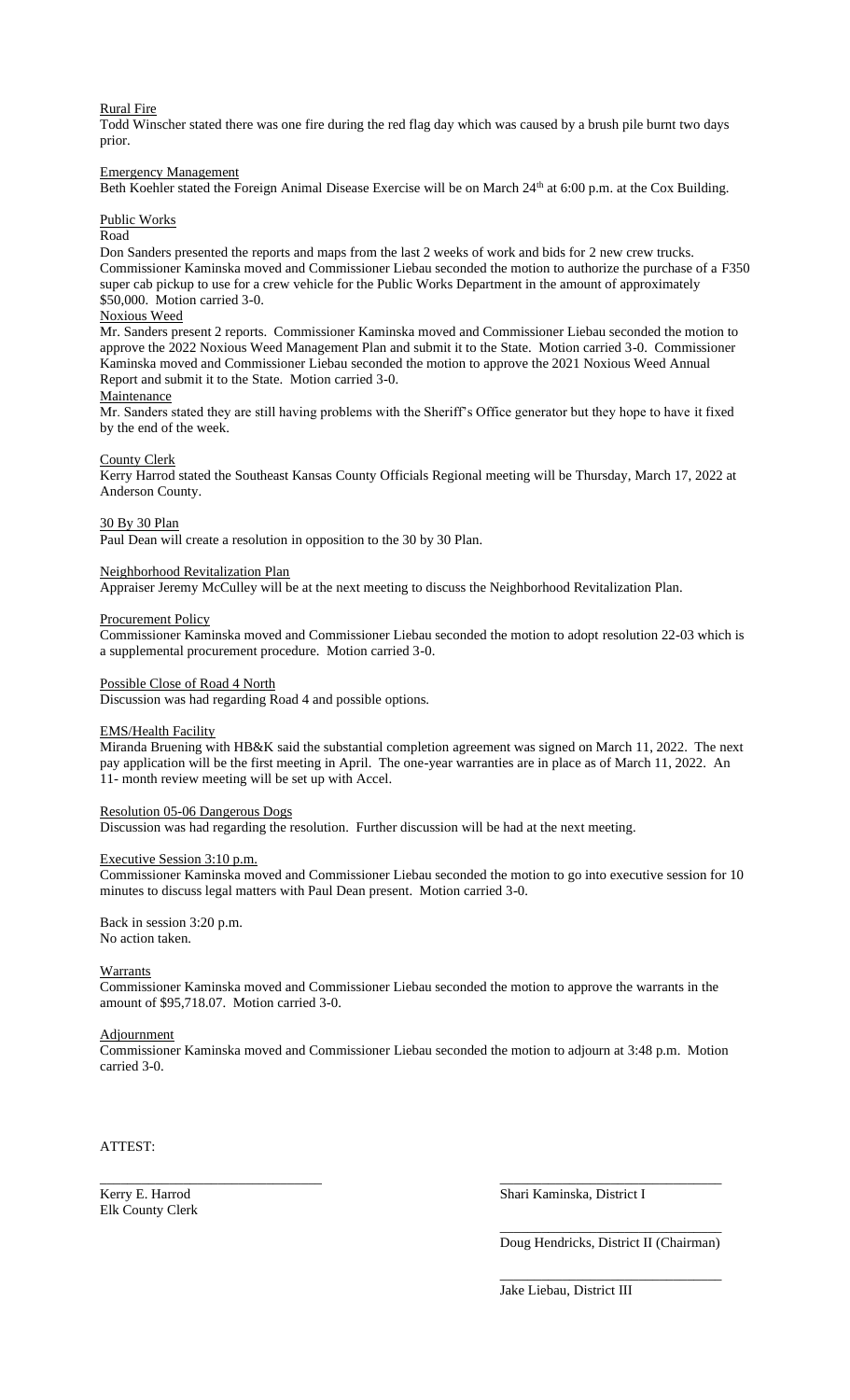Rural Fire

Todd Winscher stated there was one fire during the red flag day which was caused by a brush pile burnt two days prior.

Emergency Management

Beth Koehler stated the Foreign Animal Disease Exercise will be on March 24th at 6:00 p.m. at the Cox Building.

Public Works

Road

Don Sanders presented the reports and maps from the last 2 weeks of work and bids for 2 new crew trucks. Commissioner Kaminska moved and Commissioner Liebau seconded the motion to authorize the purchase of a F350 super cab pickup to use for a crew vehicle for the Public Works Department in the amount of approximately $50,000. Motion carried 3-0.

Noxious Weed

Mr. Sanders present 2 reports. Commissioner Kaminska moved and Commissioner Liebau seconded the motion to approve the 2022 Noxious Weed Management Plan and submit it to the State. Motion carried 3-0. Commissioner Kaminska moved and Commissioner Liebau seconded the motion to approve the 2021 Noxious Weed Annual Report and submit it to the State. Motion carried 3-0.

Maintenance

Mr. Sanders stated they are still having problems with the Sheriff's Office generator but they hope to have it fixed by the end of the week.

County Clerk

Kerry Harrod stated the Southeast Kansas County Officials Regional meeting will be Thursday, March 17, 2022 at Anderson County.

30 By 30 Plan

Paul Dean will create a resolution in opposition to the 30 by 30 Plan.

Neighborhood Revitalization Plan

Appraiser Jeremy McCulley will be at the next meeting to discuss the Neighborhood Revitalization Plan.

Procurement Policy

Commissioner Kaminska moved and Commissioner Liebau seconded the motion to adopt resolution 22-03 which is a supplemental procurement procedure. Motion carried 3-0.

Possible Close of Road 4 North

Discussion was had regarding Road 4 and possible options.

EMS/Health Facility

Miranda Bruening with HB&K said the substantial completion agreement was signed on March 11, 2022. The next pay application will be the first meeting in April. The one-year warranties are in place as of March 11, 2022. An 11- month review meeting will be set up with Accel.

Resolution 05-06 Dangerous Dogs

Discussion was had regarding the resolution. Further discussion will be had at the next meeting.

Executive Session 3:10 p.m.

Commissioner Kaminska moved and Commissioner Liebau seconded the motion to go into executive session for 10 minutes to discuss legal matters with Paul Dean present. Motion carried 3-0.

Back in session 3:20 p.m.
No action taken.

Warrants

Commissioner Kaminska moved and Commissioner Liebau seconded the motion to approve the warrants in the amount of $95,718.07. Motion carried 3-0.

Adjournment

Commissioner Kaminska moved and Commissioner Liebau seconded the motion to adjourn at 3:48 p.m. Motion carried 3-0.

ATTEST:

\_\_\_\_\_\_\_\_\_\_\_\_\_\_\_\_\_\_\_\_\_\_\_\_\_\_\_\_\_\_\_
Kerry E. Harrod
Elk County Clerk

\_\_\_\_\_\_\_\_\_\_\_\_\_\_\_\_\_\_\_\_\_\_\_\_\_\_\_\_\_\_\_
Shari Kaminska, District I

\_\_\_\_\_\_\_\_\_\_\_\_\_\_\_\_\_\_\_\_\_\_\_\_\_\_\_\_\_\_\_
Doug Hendricks, District II (Chairman)

\_\_\_\_\_\_\_\_\_\_\_\_\_\_\_\_\_\_\_\_\_\_\_\_\_\_\_\_\_\_\_
Jake Liebau, District III